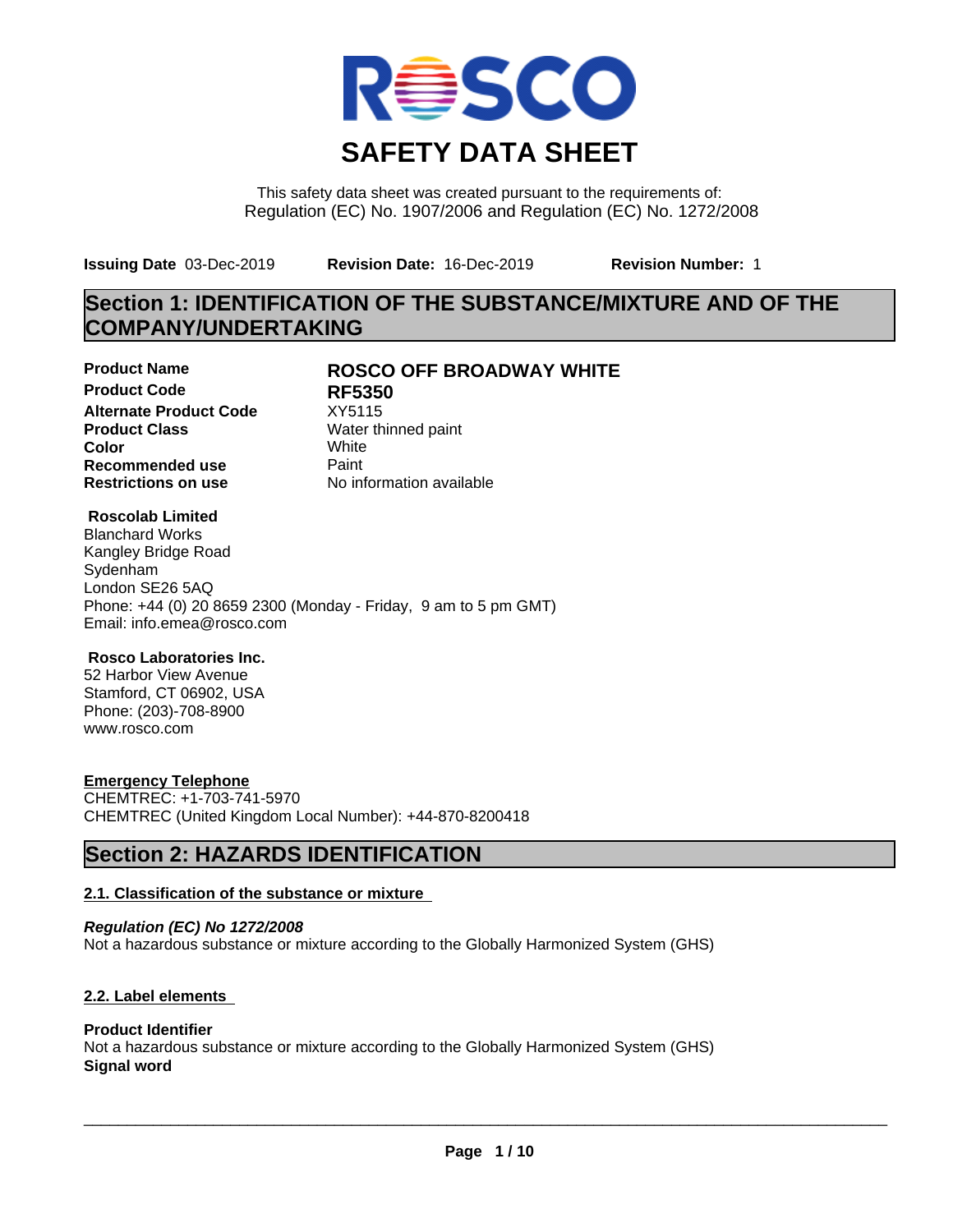# SAFETY DATA SHEET

This safety data sheet was created pursuant to the requirements of:
Regulation (EC) No. 1907/2006 and Regulation (EC) No. 1272/2008

**Issuing Date** 03-Dec-2019 **Revision Date:** 16-Dec-2019 **Revision Number:** 1

## Section 1: IDENTIFICATION OF THE SUBSTANCE/MIXTURE AND OF THE COMPANY/UNDERTAKING

| | |
|---|---|
| **Product Name** | **ROSCO OFF BROADWAY WHITE** |
| **Product Code** | **RF5350** |
| **Alternate Product Code** | XY5115 |
| **Product Class** | Water thinned paint |
| **Color** | White |
| **Recommended use** | Paint |
| **Restrictions on use** | No information available |

**Roscolab Limited**
Blanchard Works
Kangley Bridge Road
Sydenham
London SE26 5AQ
Phone: +44 (0) 20 8659 2300 (Monday - Friday, 9 am to 5 pm GMT)
Email: info.emea@rosco.com

**Rosco Laboratories Inc.**
52 Harbor View Avenue
Stamford, CT 06902, USA
Phone: (203)-708-8900
www.rosco.com

**Emergency Telephone**
CHEMTREC: +1-703-741-5970
CHEMTREC (United Kingdom Local Number): +44-870-8200418

## Section 2: HAZARDS IDENTIFICATION

### 2.1. Classification of the substance or mixture

***Regulation (EC) No 1272/2008***
Not a hazardous substance or mixture according to the Globally Harmonized System (GHS)

### 2.2. Label elements

**Product Identifier**
Not a hazardous substance or mixture according to the Globally Harmonized System (GHS)
**Signal word**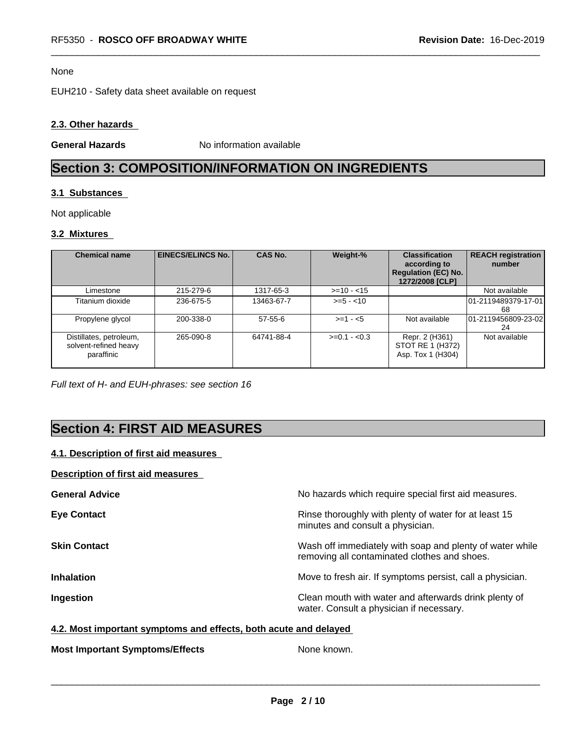None

EUH210 - Safety data sheet available on request

### 2.3. Other hazards

**General Hazards** No information available

# Section 3: COMPOSITION/INFORMATION ON INGREDIENTS

### 3.1 Substances

Not applicable

### 3.2 Mixtures

| Chemical name | EINECS/ELINCS No. | CAS No. | Weight-% | Classification according to Regulation (EC) No. 1272/2008 [CLP] | REACH registration number |
|---|---|---|---|---|---|
| Limestone | 215-279-6 | 1317-65-3 | >=10 - <15 | | Not available |
| Titanium dioxide | 236-675-5 | 13463-67-7 | >=5 - <10 | | 01-2119489379-17-0168 |
| Propylene glycol | 200-338-0 | 57-55-6 | >=1 - <5 | Not available | 01-2119456809-23-0224 |
| Distillates, petroleum, solvent-refined heavy paraffinic | 265-090-8 | 64741-88-4 | >=0.1 - <0.3 | Repr. 2 (H361) STOT RE 1 (H372) Asp. Tox 1 (H304) | Not available |

*Full text of H- and EUH-phrases: see section 16*

# Section 4: FIRST AID MEASURES

### 4.1. Description of first aid measures

**Description of first aid measures**

**General Advice** No hazards which require special first aid measures.

**Eye Contact** Rinse thoroughly with plenty of water for at least 15 minutes and consult a physician.

**Skin Contact** Wash off immediately with soap and plenty of water while removing all contaminated clothes and shoes.

**Inhalation** Move to fresh air. If symptoms persist, call a physician.

**Ingestion** Clean mouth with water and afterwards drink plenty of water. Consult a physician if necessary.

### 4.2. Most important symptoms and effects, both acute and delayed

**Most Important Symptoms/Effects** None known.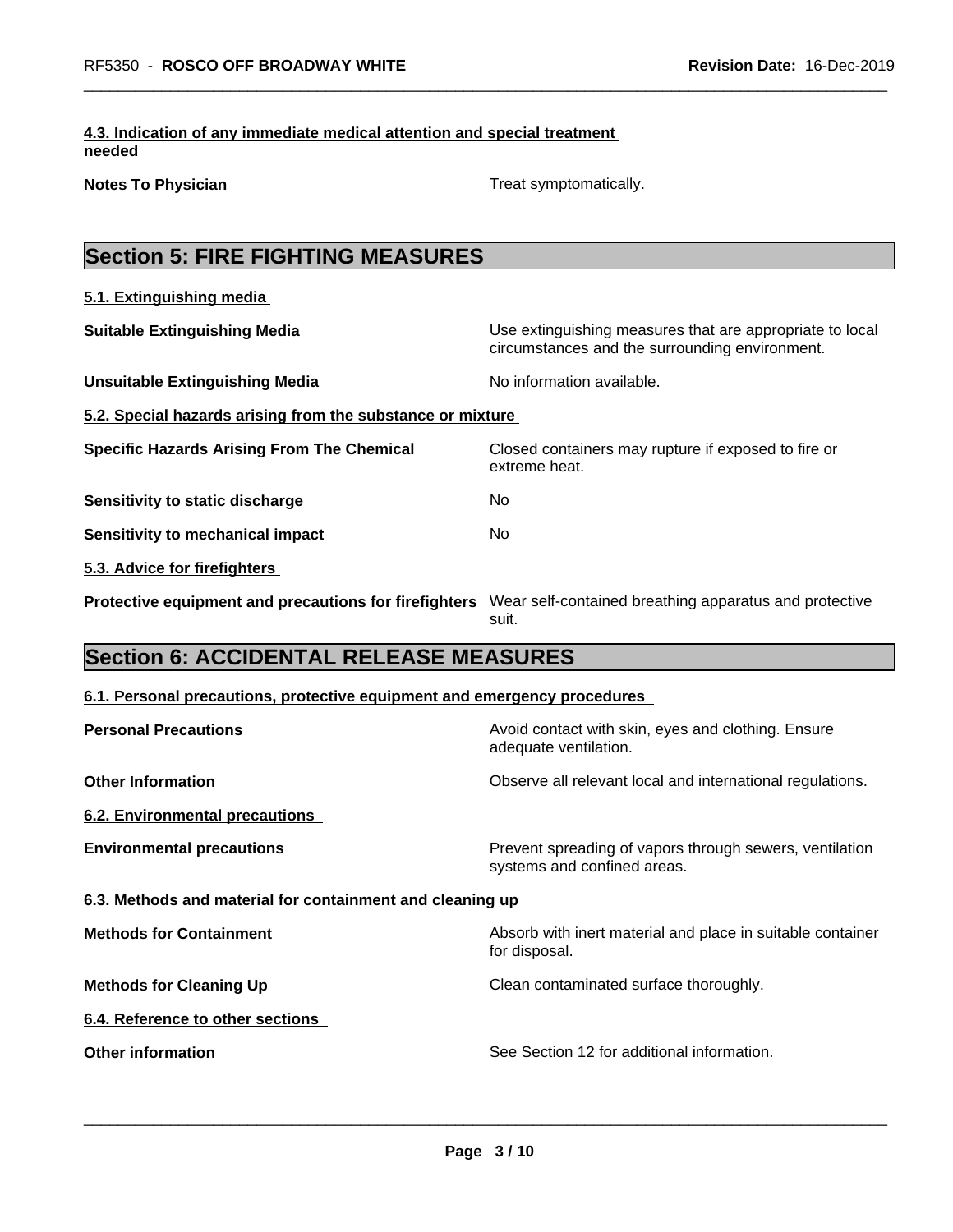#### 4.3. Indication of any immediate medical attention and special treatment needed

| | |
|---|---|
| **Notes To Physician** | Treat symptomatically. |

## Section 5: FIRE FIGHTING MEASURES

#### 5.1. Extinguishing media

| | |
|---|---|
| **Suitable Extinguishing Media** | Use extinguishing measures that are appropriate to local circumstances and the surrounding environment. |
| **Unsuitable Extinguishing Media** | No information available. |

#### 5.2. Special hazards arising from the substance or mixture

| | |
|---|---|
| **Specific Hazards Arising From The Chemical** | Closed containers may rupture if exposed to fire or extreme heat. |
| **Sensitivity to static discharge** | No |
| **Sensitivity to mechanical impact** | No |

#### 5.3. Advice for firefighters

| | |
|---|---|
| **Protective equipment and precautions for firefighters** | Wear self-contained breathing apparatus and protective suit. |

## Section 6: ACCIDENTAL RELEASE MEASURES

#### 6.1. Personal precautions, protective equipment and emergency procedures

| | |
|---|---|
| **Personal Precautions** | Avoid contact with skin, eyes and clothing. Ensure adequate ventilation. |
| **Other Information** | Observe all relevant local and international regulations. |

#### 6.2. Environmental precautions

| | |
|---|---|
| **Environmental precautions** | Prevent spreading of vapors through sewers, ventilation systems and confined areas. |

#### 6.3. Methods and material for containment and cleaning up

| | |
|---|---|
| **Methods for Containment** | Absorb with inert material and place in suitable container for disposal. |
| **Methods for Cleaning Up** | Clean contaminated surface thoroughly. |

#### 6.4. Reference to other sections

| | |
|---|---|
| **Other information** | See Section 12 for additional information. |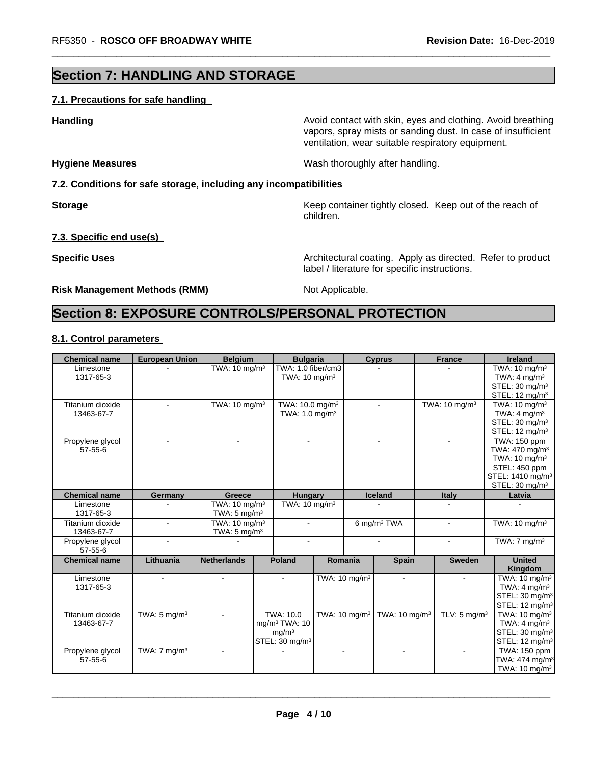# Section 7: HANDLING AND STORAGE

## 7.1. Precautions for safe handling

**Handling**: Avoid contact with skin, eyes and clothing. Avoid breathing vapors, spray mists or sanding dust. In case of insufficient ventilation, wear suitable respiratory equipment.

**Hygiene Measures**: Wash thoroughly after handling.

## 7.2. Conditions for safe storage, including any incompatibilities

**Storage**: Keep container tightly closed. Keep out of the reach of children.

## 7.3. Specific end use(s)

**Specific Uses**: Architectural coating. Apply as directed. Refer to product label / literature for specific instructions.

**Risk Management Methods (RMM)**: Not Applicable.

# Section 8: EXPOSURE CONTROLS/PERSONAL PROTECTION

## 8.1. Control parameters

| Chemical name | European Union | Belgium | Bulgaria | Cyprus | France | Ireland |
|---|---|---|---|---|---|---|
| Limestone 1317-65-3 | - | TWA: 10 mg/m³ | TWA: 1.0 fiber/cm3 TWA: 10 mg/m³ | - | - | TWA: 10 mg/m³ TWA: 4 mg/m³ STEL: 30 mg/m³ STEL: 12 mg/m³ |
| Titanium dioxide 13463-67-7 | - | TWA: 10 mg/m³ | TWA: 10.0 mg/m³ TWA: 1.0 mg/m³ | - | TWA: 10 mg/m³ | TWA: 10 mg/m³ TWA: 4 mg/m³ STEL: 30 mg/m³ STEL: 12 mg/m³ |
| Propylene glycol 57-55-6 | - | - | - | - | - | TWA: 150 ppm TWA: 470 mg/m³ TWA: 10 mg/m³ STEL: 450 ppm STEL: 1410 mg/m³ STEL: 30 mg/m³ |

| Chemical name | Germany | Greece | Hungary | Iceland | Italy | Latvia |
|---|---|---|---|---|---|---|
| Limestone 1317-65-3 | - | TWA: 10 mg/m³ TWA: 5 mg/m³ | TWA: 10 mg/m³ | - | - | - |
| Titanium dioxide 13463-67-7 | - | TWA: 10 mg/m³ TWA: 5 mg/m³ | - | 6 mg/m³ TWA | - | TWA: 10 mg/m³ |
| Propylene glycol 57-55-6 | - | - | - | - | - | TWA: 7 mg/m³ |

| Chemical name | Lithuania | Netherlands | Poland | Romania | Spain | Sweden | United Kingdom |
|---|---|---|---|---|---|---|---|
| Limestone 1317-65-3 | - | - | - | TWA: 10 mg/m³ | - | - | TWA: 10 mg/m³ TWA: 4 mg/m³ STEL: 30 mg/m³ STEL: 12 mg/m³ |
| Titanium dioxide 13463-67-7 | TWA: 5 mg/m³ | - | TWA: 10.0 mg/m³ TWA: 10 mg/m³ STEL: 30 mg/m³ | TWA: 10 mg/m³ | TWA: 10 mg/m³ | TLV: 5 mg/m³ | TWA: 10 mg/m³ TWA: 4 mg/m³ STEL: 30 mg/m³ STEL: 12 mg/m³ |
| Propylene glycol 57-55-6 | TWA: 7 mg/m³ | - | - | - | - | - | TWA: 150 ppm TWA: 474 mg/m³ TWA: 10 mg/m³ |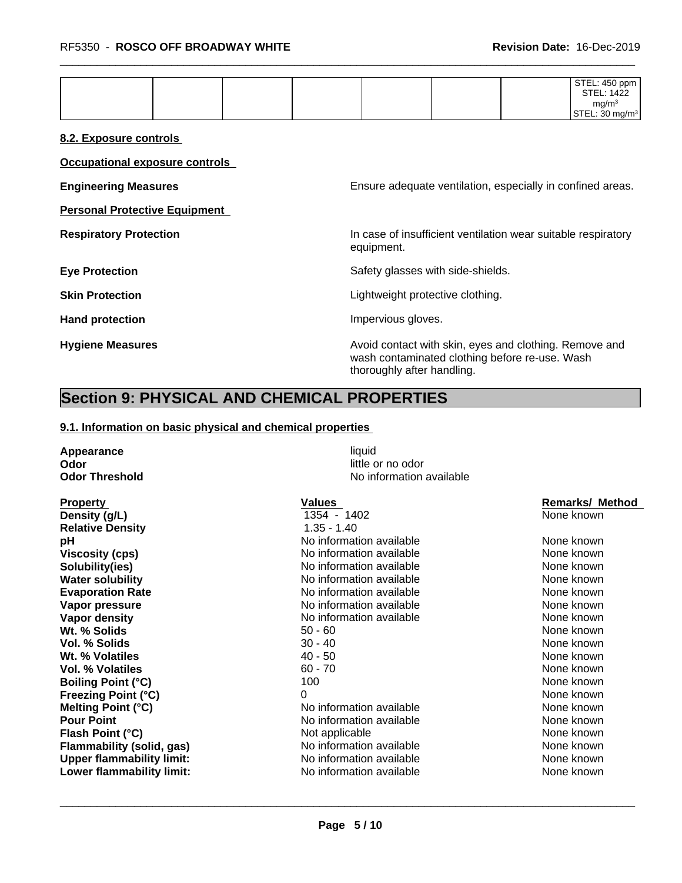| | | | | | | | |
|---|---|---|---|---|---|---|---|
| | | | | | | | STEL: 450 ppm STEL: 1422 mg/m³ STEL: 30 mg/m³ |

**8.2. Exposure controls**

**Occupational exposure controls**

**Engineering Measures** Ensure adequate ventilation, especially in confined areas.

**Personal Protective Equipment**

**Respiratory Protection** In case of insufficient ventilation wear suitable respiratory equipment.

**Eye Protection** Safety glasses with side-shields.

**Skin Protection** Lightweight protective clothing.

**Hand protection** Impervious gloves.

**Hygiene Measures** Avoid contact with skin, eyes and clothing. Remove and wash contaminated clothing before re-use. Wash thoroughly after handling.

# Section 9: PHYSICAL AND CHEMICAL PROPERTIES

**9.1. Information on basic physical and chemical properties**

**Appearance** liquid
**Odor** little or no odor
**Odor Threshold** No information available

| Property | Values | Remarks/ Method |
|---|---|---|
| **Density (g/L)** | 1354 - 1402 | None known |
| **Relative Density** | 1.35 - 1.40 | |
| **pH** | No information available | None known |
| **Viscosity (cps)** | No information available | None known |
| **Solubility(ies)** | No information available | None known |
| **Water solubility** | No information available | None known |
| **Evaporation Rate** | No information available | None known |
| **Vapor pressure** | No information available | None known |
| **Vapor density** | No information available | None known |
| **Wt. % Solids** | 50 - 60 | None known |
| **Vol. % Solids** | 30 - 40 | None known |
| **Wt. % Volatiles** | 40 - 50 | None known |
| **Vol. % Volatiles** | 60 - 70 | None known |
| **Boiling Point (°C)** | 100 | None known |
| **Freezing Point (°C)** | 0 | None known |
| **Melting Point (°C)** | No information available | None known |
| **Pour Point** | No information available | None known |
| **Flash Point (°C)** | Not applicable | None known |
| **Flammability (solid, gas)** | No information available | None known |
| **Upper flammability limit:** | No information available | None known |
| **Lower flammability limit:** | No information available | None known |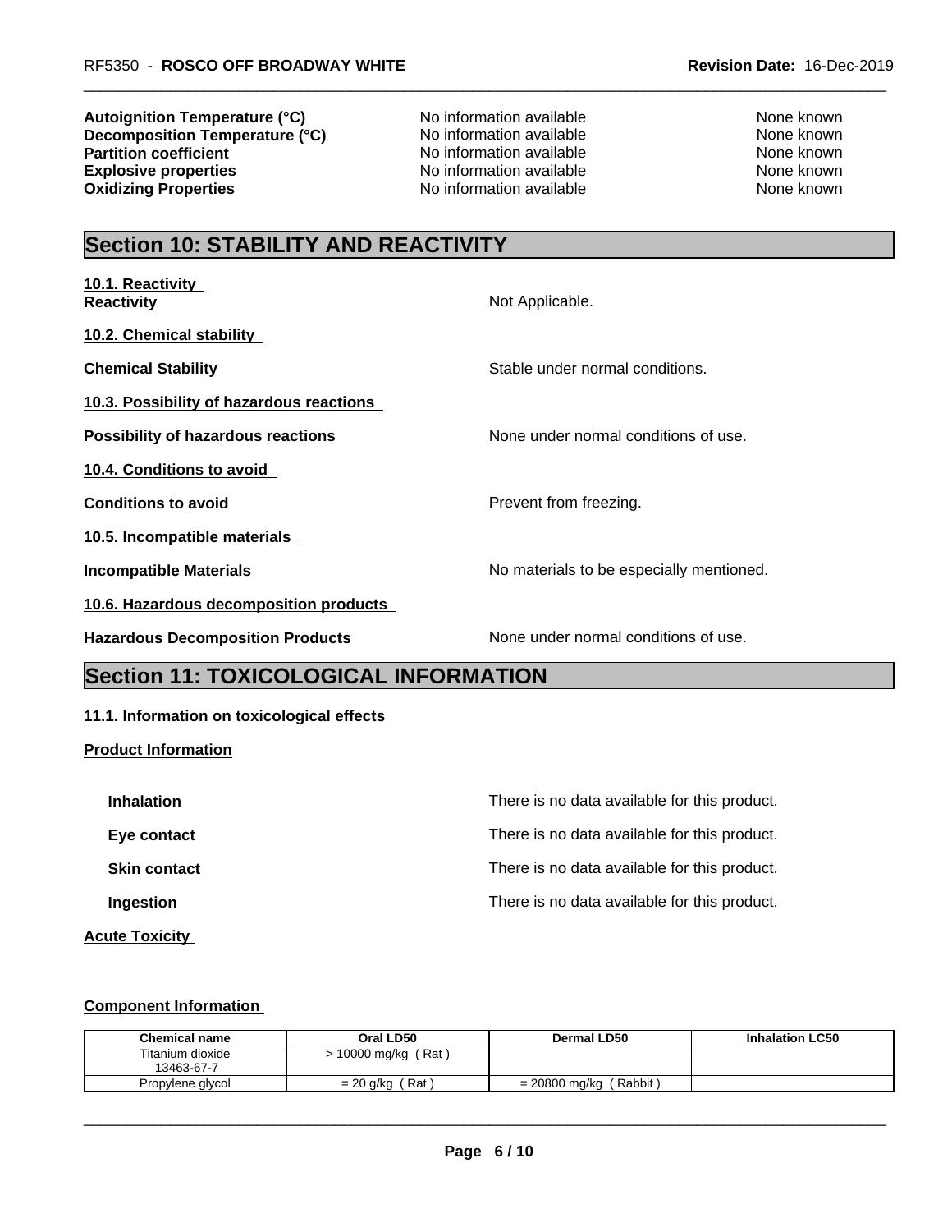| | | |
|---|---|---|
| **Autoignition Temperature (°C)** | No information available | None known |
| **Decomposition Temperature (°C)** | No information available | None known |
| **Partition coefficient** | No information available | None known |
| **Explosive properties** | No information available | None known |
| **Oxidizing Properties** | No information available | None known |

# Section 10: STABILITY AND REACTIVITY

**10.1. Reactivity**

**Reactivity** Not Applicable.

**10.2. Chemical stability**

**Chemical Stability** Stable under normal conditions.

**10.3. Possibility of hazardous reactions**

**Possibility of hazardous reactions** None under normal conditions of use.

**10.4. Conditions to avoid**

**Conditions to avoid** Prevent from freezing.

**10.5. Incompatible materials**

**Incompatible Materials** No materials to be especially mentioned.

**10.6. Hazardous decomposition products**

**Hazardous Decomposition Products** None under normal conditions of use.

# Section 11: TOXICOLOGICAL INFORMATION

**11.1. Information on toxicological effects**

**Product Information**

**Inhalation** There is no data available for this product.

**Eye contact** There is no data available for this product.

**Skin contact** There is no data available for this product.

**Ingestion** There is no data available for this product.

**Acute Toxicity**

**Component Information**

| Chemical name | Oral LD50 | Dermal LD50 | Inhalation LC50 |
|---|---|---|---|
| Titanium dioxide 13463-67-7 | > 10000 mg/kg ( Rat ) | | |
| Propylene glycol | = 20 g/kg ( Rat ) | = 20800 mg/kg ( Rabbit ) | |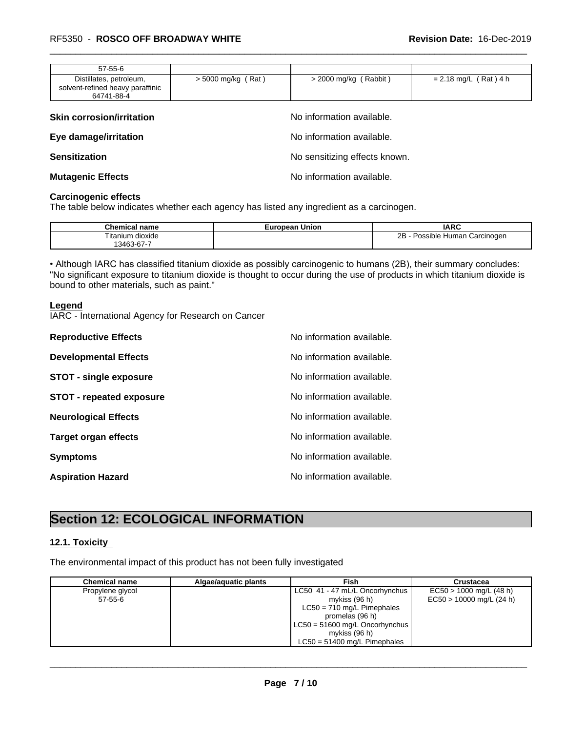| 57-55-6 | | | |
|---|---|---|---|
| Distillates, petroleum, solvent-refined heavy paraffinic 64741-88-4 | > 5000 mg/kg ( Rat ) | > 2000 mg/kg ( Rabbit ) | = 2.18 mg/L ( Rat ) 4 h |

**Skin corrosion/irritation** No information available.

**Eye damage/irritation** No information available.

**Sensitization** No sensitizing effects known.

**Mutagenic Effects** No information available.

**Carcinogenic effects**

The table below indicates whether each agency has listed any ingredient as a carcinogen.

| Chemical name | European Union | IARC |
|---|---|---|
| Titanium dioxide 13463-67-7 | | 2B - Possible Human Carcinogen |

• Although IARC has classified titanium dioxide as possibly carcinogenic to humans (2B), their summary concludes: "No significant exposure to titanium dioxide is thought to occur during the use of products in which titanium dioxide is bound to other materials, such as paint."

**Legend**

IARC - International Agency for Research on Cancer

**Reproductive Effects** No information available.

**Developmental Effects** No information available.

**STOT - single exposure** No information available.

**STOT - repeated exposure** No information available.

**Neurological Effects** No information available.

**Target organ effects** No information available.

**Symptoms** No information available.

**Aspiration Hazard** No information available.

# Section 12: ECOLOGICAL INFORMATION

## 12.1. Toxicity

The environmental impact of this product has not been fully investigated

| Chemical name | Algae/aquatic plants | Fish | Crustacea |
|---|---|---|---|
| Propylene glycol 57-55-6 | | LC50 41 - 47 mL/L Oncorhynchus mykiss (96 h) LC50 = 710 mg/L Pimephales promelas (96 h) LC50 = 51600 mg/L Oncorhynchus mykiss (96 h) LC50 = 51400 mg/L Pimephales | EC50 > 1000 mg/L (48 h) EC50 > 10000 mg/L (24 h) |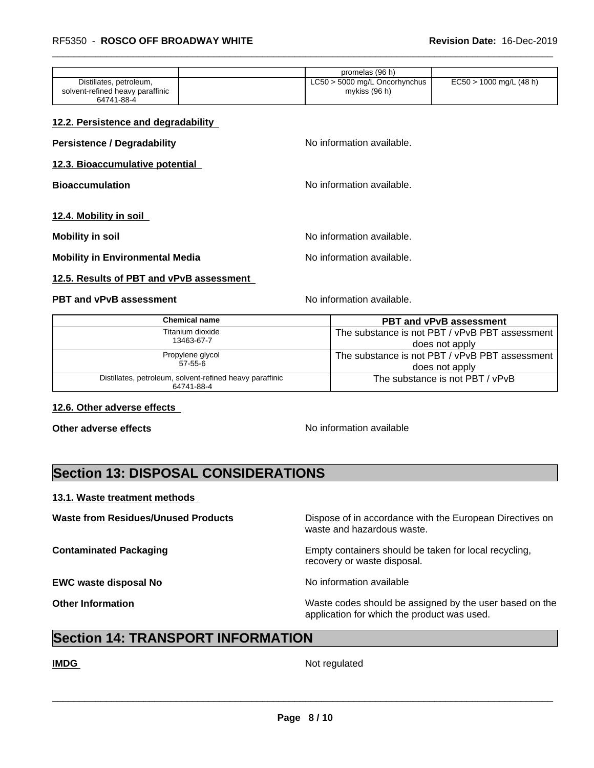|  |  | promelas (96 h) |  |
| --- | --- | --- | --- |
| Distillates, petroleum, solvent-refined heavy paraffinic 64741-88-4 |  | LC50 > 5000 mg/L Oncorhynchus mykiss (96 h) | EC50 > 1000 mg/L (48 h) |

**12.2. Persistence and degradability**

**Persistence / Degradability** No information available.

**12.3. Bioaccumulative potential**

**Bioaccumulation** No information available.

**12.4. Mobility in soil**

**Mobility in soil** No information available.

**Mobility in Environmental Media** No information available.

**12.5. Results of PBT and vPvB assessment**

**PBT and vPvB assessment** No information available.

| Chemical name | PBT and vPvB assessment |
| --- | --- |
| Titanium dioxide 13463-67-7 | The substance is not PBT / vPvB PBT assessment does not apply |
| Propylene glycol 57-55-6 | The substance is not PBT / vPvB PBT assessment does not apply |
| Distillates, petroleum, solvent-refined heavy paraffinic 64741-88-4 | The substance is not PBT / vPvB |

**12.6. Other adverse effects**

**Other adverse effects** No information available

# Section 13: DISPOSAL CONSIDERATIONS

**13.1. Waste treatment methods**

**Waste from Residues/Unused Products** Dispose of in accordance with the European Directives on waste and hazardous waste.

**Contaminated Packaging** Empty containers should be taken for local recycling, recovery or waste disposal.

**EWC waste disposal No** No information available

**Other Information** Waste codes should be assigned by the user based on the application for which the product was used.

# Section 14: TRANSPORT INFORMATION

**IMDG** Not regulated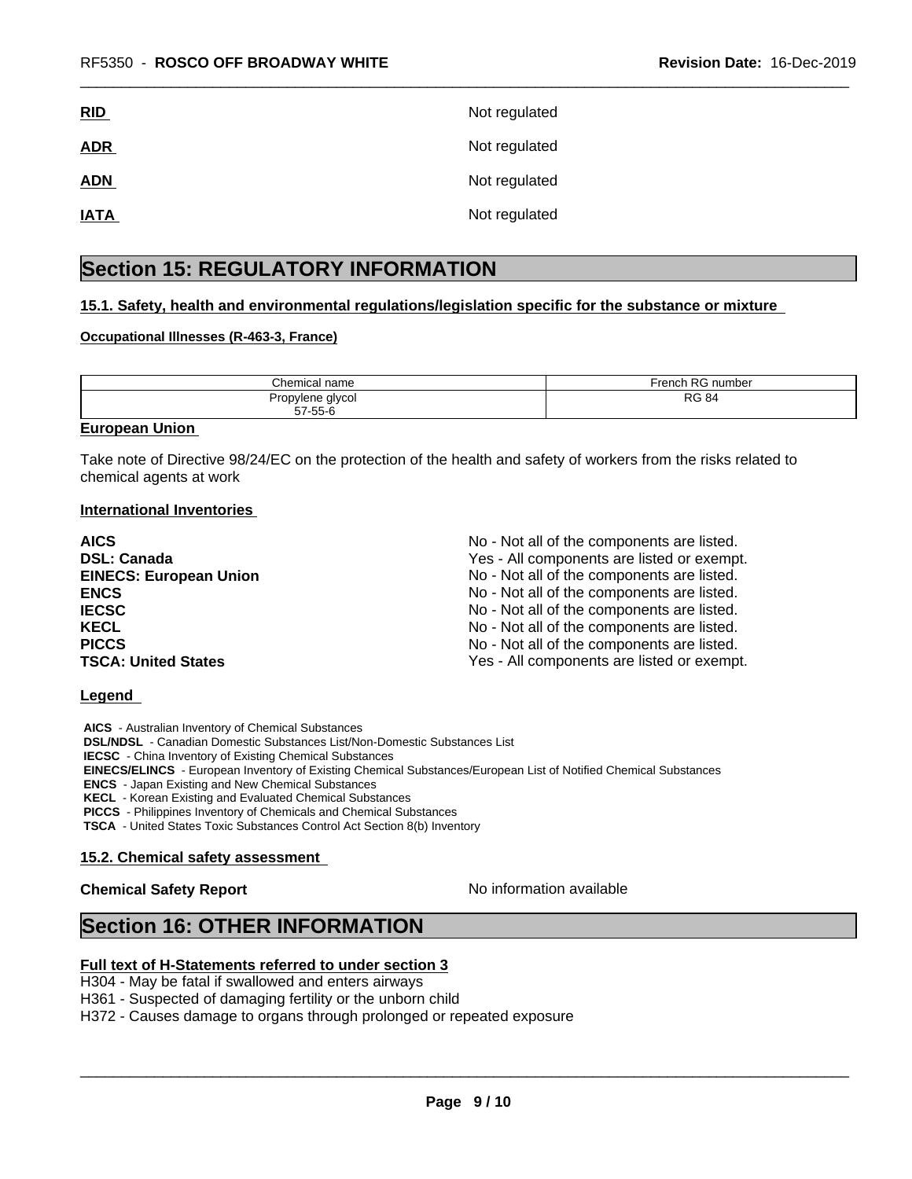**RID** Not regulated

**ADR** Not regulated

**ADN** Not regulated

**IATA** Not regulated

# Section 15: REGULATORY INFORMATION

**15.1. Safety, health and environmental regulations/legislation specific for the substance or mixture**

**Occupational Illnesses (R-463-3, France)**

| Chemical name | French RG number |
|---|---|
| Propylene glycol<br>57-55-6 | RG 84 |

**European Union**

Take note of Directive 98/24/EC on the protection of the health and safety of workers from the risks related to chemical agents at work

**International Inventories**

| | |
|---|---|
| **AICS** | No - Not all of the components are listed. |
| **DSL: Canada** | Yes - All components are listed or exempt. |
| **EINECS: European Union** | No - Not all of the components are listed. |
| **ENCS** | No - Not all of the components are listed. |
| **IECSC** | No - Not all of the components are listed. |
| **KECL** | No - Not all of the components are listed. |
| **PICCS** | No - Not all of the components are listed. |
| **TSCA: United States** | Yes - All components are listed or exempt. |

**Legend**

**AICS** - Australian Inventory of Chemical Substances
**DSL/NDSL** - Canadian Domestic Substances List/Non-Domestic Substances List
**IECSC** - China Inventory of Existing Chemical Substances
**EINECS/ELINCS** - European Inventory of Existing Chemical Substances/European List of Notified Chemical Substances
**ENCS** - Japan Existing and New Chemical Substances
**KECL** - Korean Existing and Evaluated Chemical Substances
**PICCS** - Philippines Inventory of Chemicals and Chemical Substances
**TSCA** - United States Toxic Substances Control Act Section 8(b) Inventory

**15.2. Chemical safety assessment**

**Chemical Safety Report** No information available

# Section 16: OTHER INFORMATION

**Full text of H-Statements referred to under section 3**

H304 - May be fatal if swallowed and enters airways
H361 - Suspected of damaging fertility or the unborn child
H372 - Causes damage to organs through prolonged or repeated exposure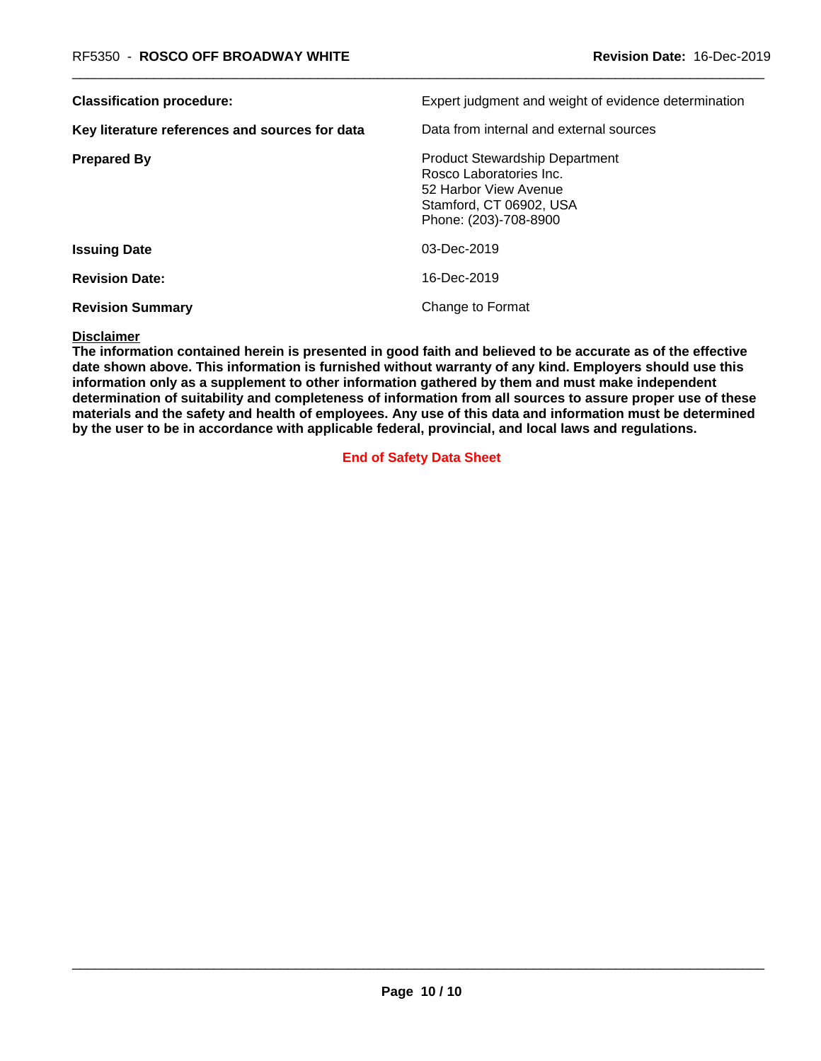| | |
|---|---|
| **Classification procedure:** | Expert judgment and weight of evidence determination |
| **Key literature references and sources for data** | Data from internal and external sources |
| **Prepared By** | Product Stewardship Department<br>Rosco Laboratories Inc.<br>52 Harbor View Avenue<br>Stamford, CT 06902, USA<br>Phone: (203)-708-8900 |
| **Issuing Date** | 03-Dec-2019 |
| **Revision Date:** | 16-Dec-2019 |
| **Revision Summary** | Change to Format |

**Disclaimer**

**The information contained herein is presented in good faith and believed to be accurate as of the effective date shown above. This information is furnished without warranty of any kind. Employers should use this information only as a supplement to other information gathered by them and must make independent determination of suitability and completeness of information from all sources to assure proper use of these materials and the safety and health of employees. Any use of this data and information must be determined by the user to be in accordance with applicable federal, provincial, and local laws and regulations.**

**End of Safety Data Sheet**